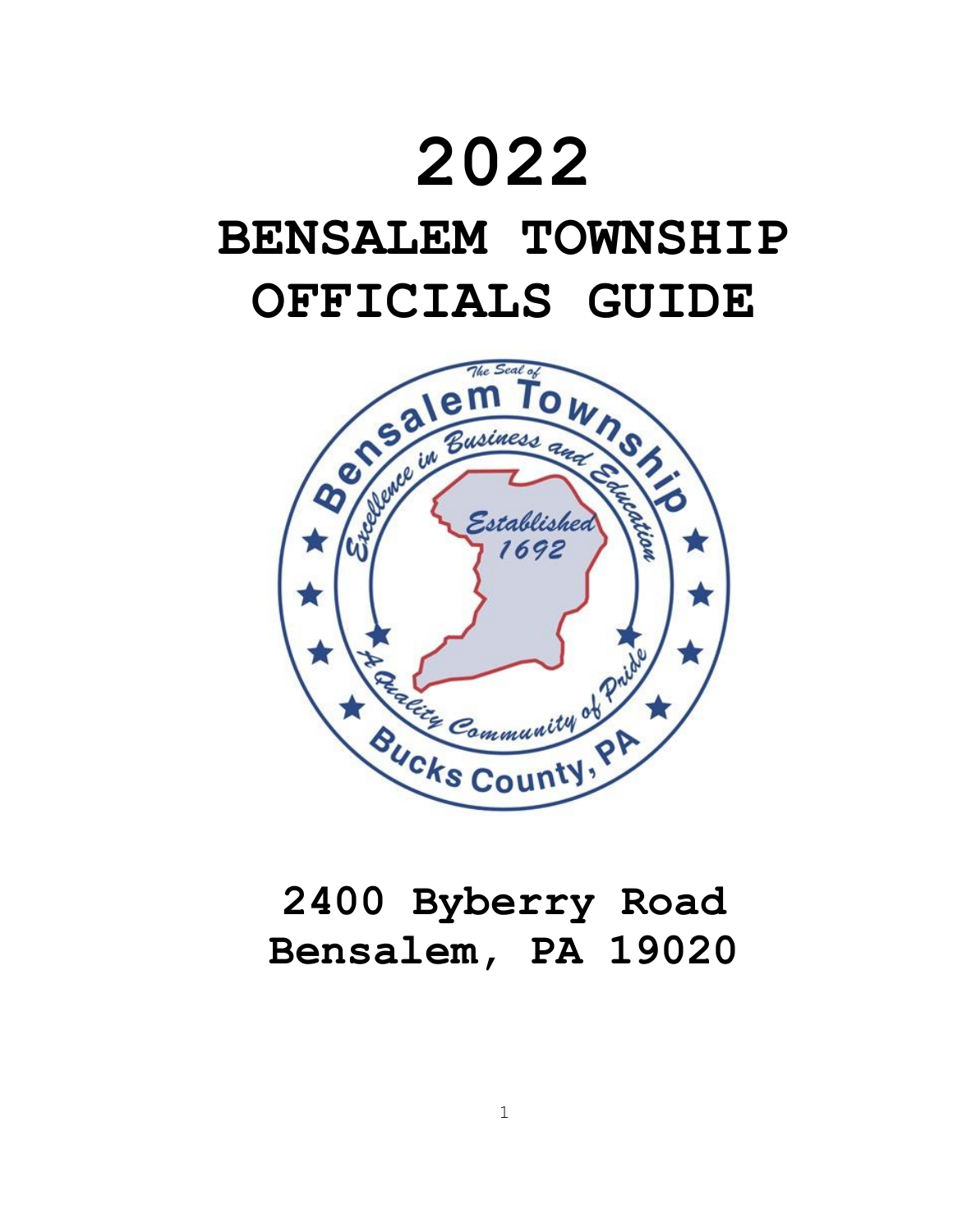# 2022

# BENSALEM TOWNSHIP OFFICIALS GUIDE

**2400 Byberry Road**
**Bensalem, PA 19020**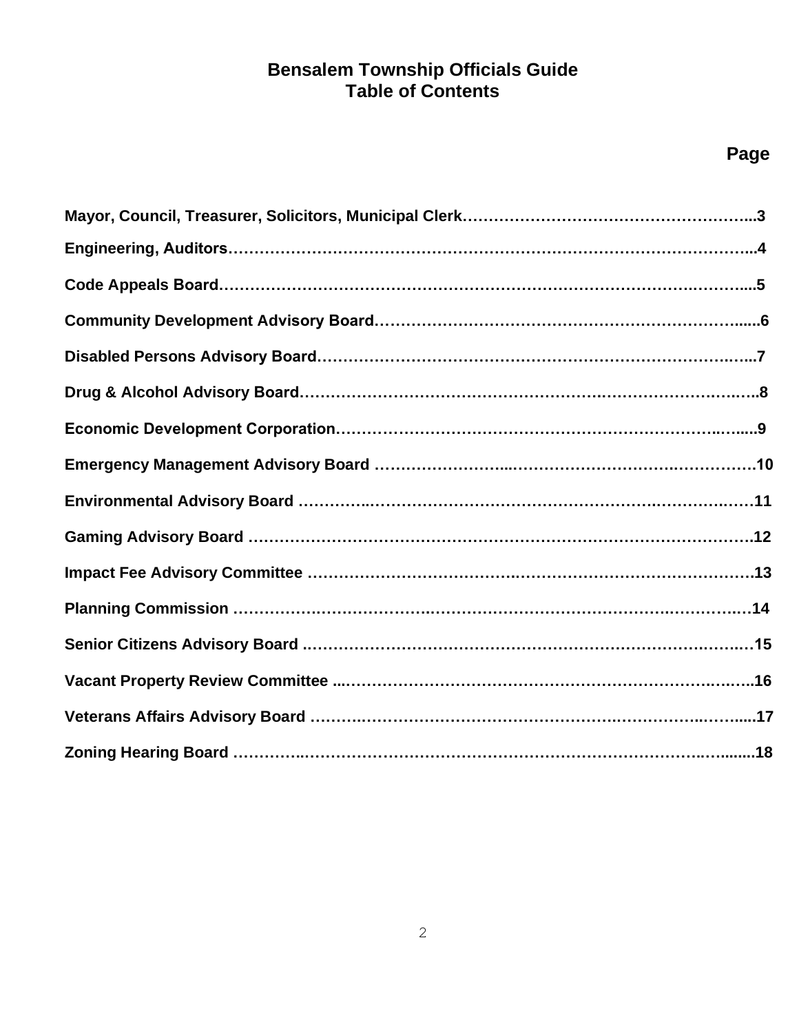# Bensalem Township Officials Guide
# Table of Contents

| | Page |
|---|---|
| **Mayor, Council, Treasurer, Solicitors, Municipal Clerk** | **3** |
| **Engineering, Auditors** | **4** |
| **Code Appeals Board** | **5** |
| **Community Development Advisory Board** | **6** |
| **Disabled Persons Advisory Board** | **7** |
| **Drug & Alcohol Advisory Board** | **8** |
| **Economic Development Corporation** | **9** |
| **Emergency Management Advisory Board** | **10** |
| **Environmental Advisory Board** | **11** |
| **Gaming Advisory Board** | **12** |
| **Impact Fee Advisory Committee** | **13** |
| **Planning Commission** | **14** |
| **Senior Citizens Advisory Board** | **15** |
| **Vacant Property Review Committee** | **16** |
| **Veterans Affairs Advisory Board** | **17** |
| **Zoning Hearing Board** | **18** |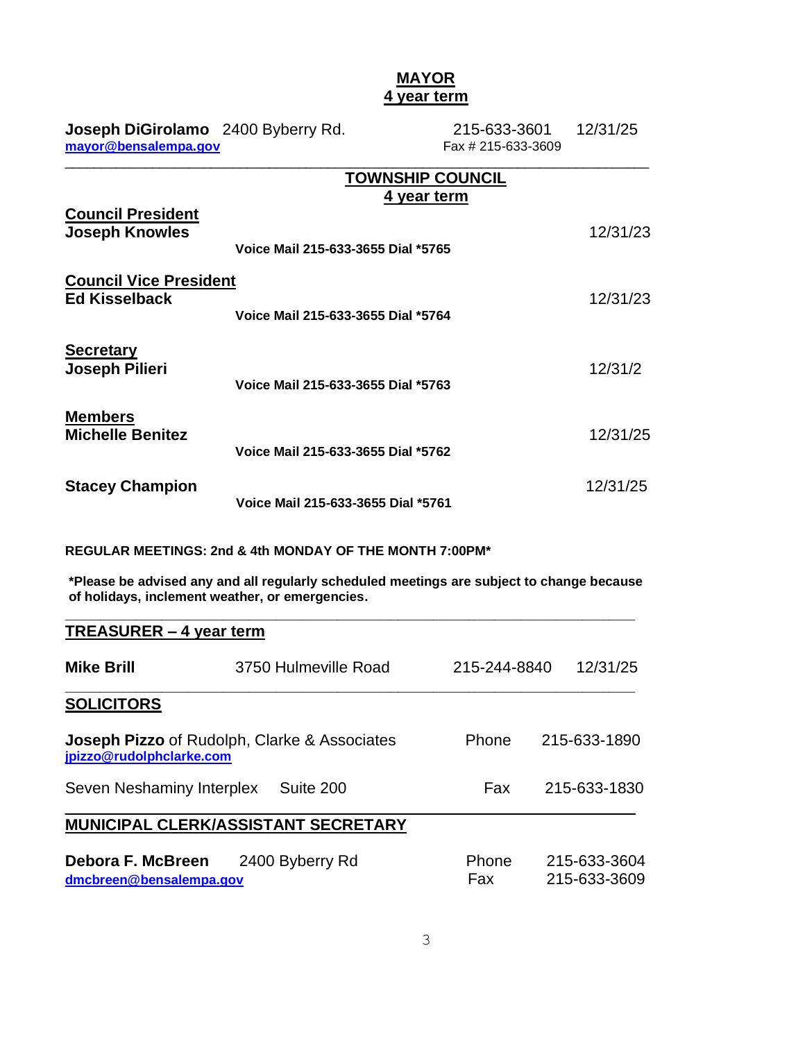## MAYOR
### 4 year term

**Joseph DiGirolamo** 2400 Byberry Rd. 215-633-3601 12/31/25
mayor@bensalempa.gov Fax # 215-633-3609

---

## TOWNSHIP COUNCIL
### 4 year term

**Council President**
**Joseph Knowles** 12/31/23
**Voice Mail 215-633-3655 Dial *5765**

**Council Vice President**
**Ed Kisselback** 12/31/23
**Voice Mail 215-633-3655 Dial *5764**

**Secretary**
**Joseph Pilieri** 12/31/2
**Voice Mail 215-633-3655 Dial *5763**

**Members**
**Michelle Benitez** 12/31/25
**Voice Mail 215-633-3655 Dial *5762**

**Stacey Champion** 12/31/25
**Voice Mail 215-633-3655 Dial *5761**

**REGULAR MEETINGS: 2nd & 4th MONDAY OF THE MONTH 7:00PM***

***Please be advised any and all regularly scheduled meetings are subject to change because of holidays, inclement weather, or emergencies.**

---

## TREASURER – 4 year term

**Mike Brill** 3750 Hulmeville Road 215-244-8840 12/31/25

---

## SOLICITORS

**Joseph Pizzo** of Rudolph, Clarke & Associates Phone 215-633-1890
jpizzo@rudolphclarke.com

Seven Neshaminy Interplex Suite 200 Fax 215-633-1830

---

## MUNICIPAL CLERK/ASSISTANT SECRETARY

**Debora F. McBreen** 2400 Byberry Rd Phone 215-633-3604
dmcbreen@bensalempa.gov Fax 215-633-3609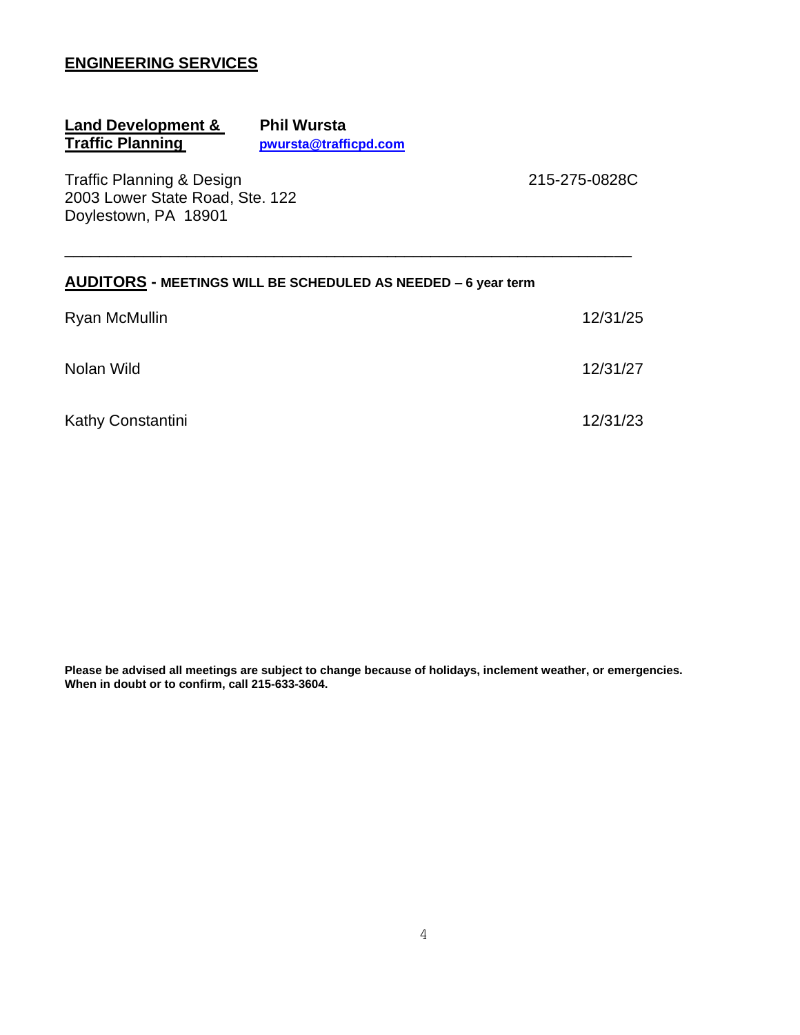## ENGINEERING SERVICES

**Land Development & Traffic Planning** — **Phil Wursta**
**pwursta@trafficpd.com**

Traffic Planning & Design
2003 Lower State Road, Ste. 122
Doylestown, PA 18901

215-275-0828C

---

## AUDITORS - MEETINGS WILL BE SCHEDULED AS NEEDED – 6 year term

| | |
|---|---|
| Ryan McMullin | 12/31/25 |
| Nolan Wild | 12/31/27 |
| Kathy Constantini | 12/31/23 |

**Please be advised all meetings are subject to change because of holidays, inclement weather, or emergencies. When in doubt or to confirm, call 215-633-3604.**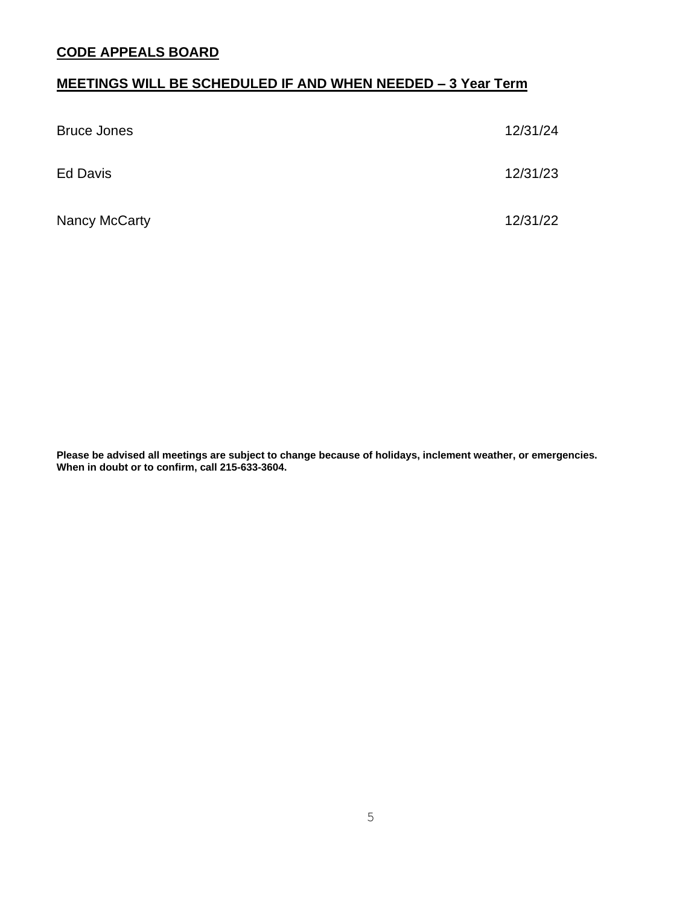## CODE APPEALS BOARD

## MEETINGS WILL BE SCHEDULED IF AND WHEN NEEDED – 3 Year Term

| | |
|---|---|
| Bruce Jones | 12/31/24 |
| Ed Davis | 12/31/23 |
| Nancy McCarty | 12/31/22 |

**Please be advised all meetings are subject to change because of holidays, inclement weather, or emergencies. When in doubt or to confirm, call 215-633-3604.**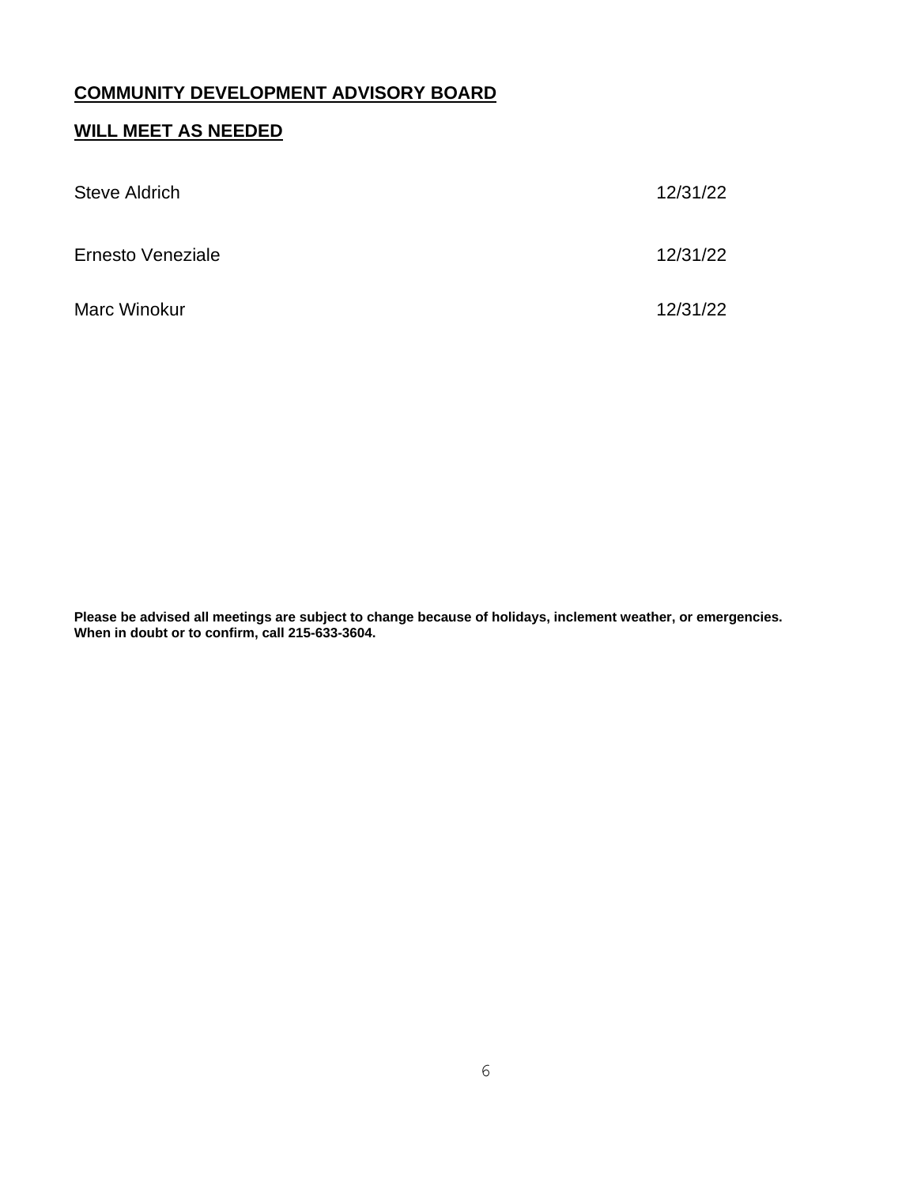## COMMUNITY DEVELOPMENT ADVISORY BOARD

## WILL MEET AS NEEDED

| | |
|---|---|
| Steve Aldrich | 12/31/22 |
| Ernesto Veneziale | 12/31/22 |
| Marc Winokur | 12/31/22 |

**Please be advised all meetings are subject to change because of holidays, inclement weather, or emergencies. When in doubt or to confirm, call 215-633-3604.**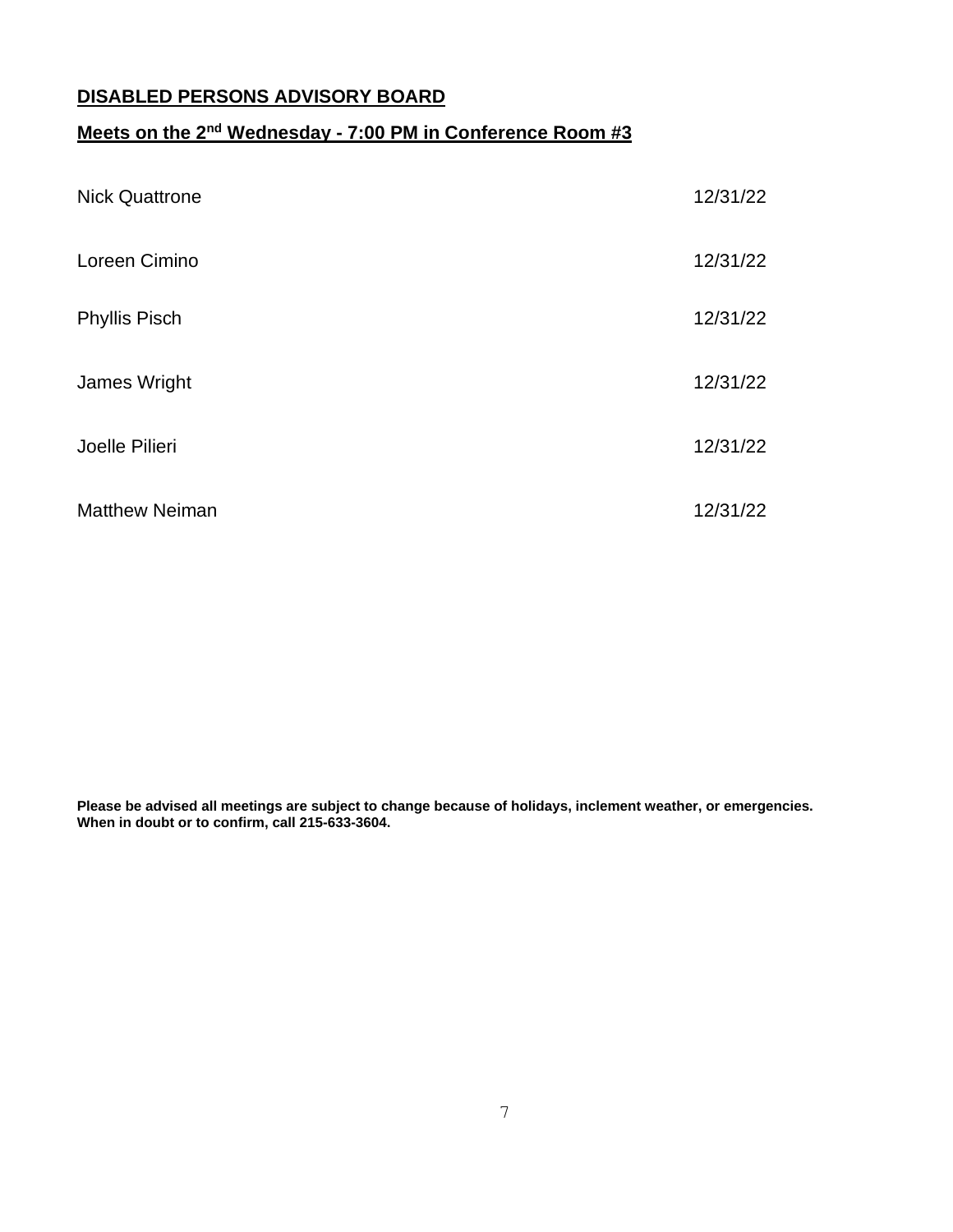**DISABLED PERSONS ADVISORY BOARD**

**Meets on the 2nd Wednesday - 7:00 PM in Conference Room #3**

| | |
|---|---|
| Nick Quattrone | 12/31/22 |
| Loreen Cimino | 12/31/22 |
| Phyllis Pisch | 12/31/22 |
| James Wright | 12/31/22 |
| Joelle Pilieri | 12/31/22 |
| Matthew Neiman | 12/31/22 |

**Please be advised all meetings are subject to change because of holidays, inclement weather, or emergencies. When in doubt or to confirm, call 215-633-3604.**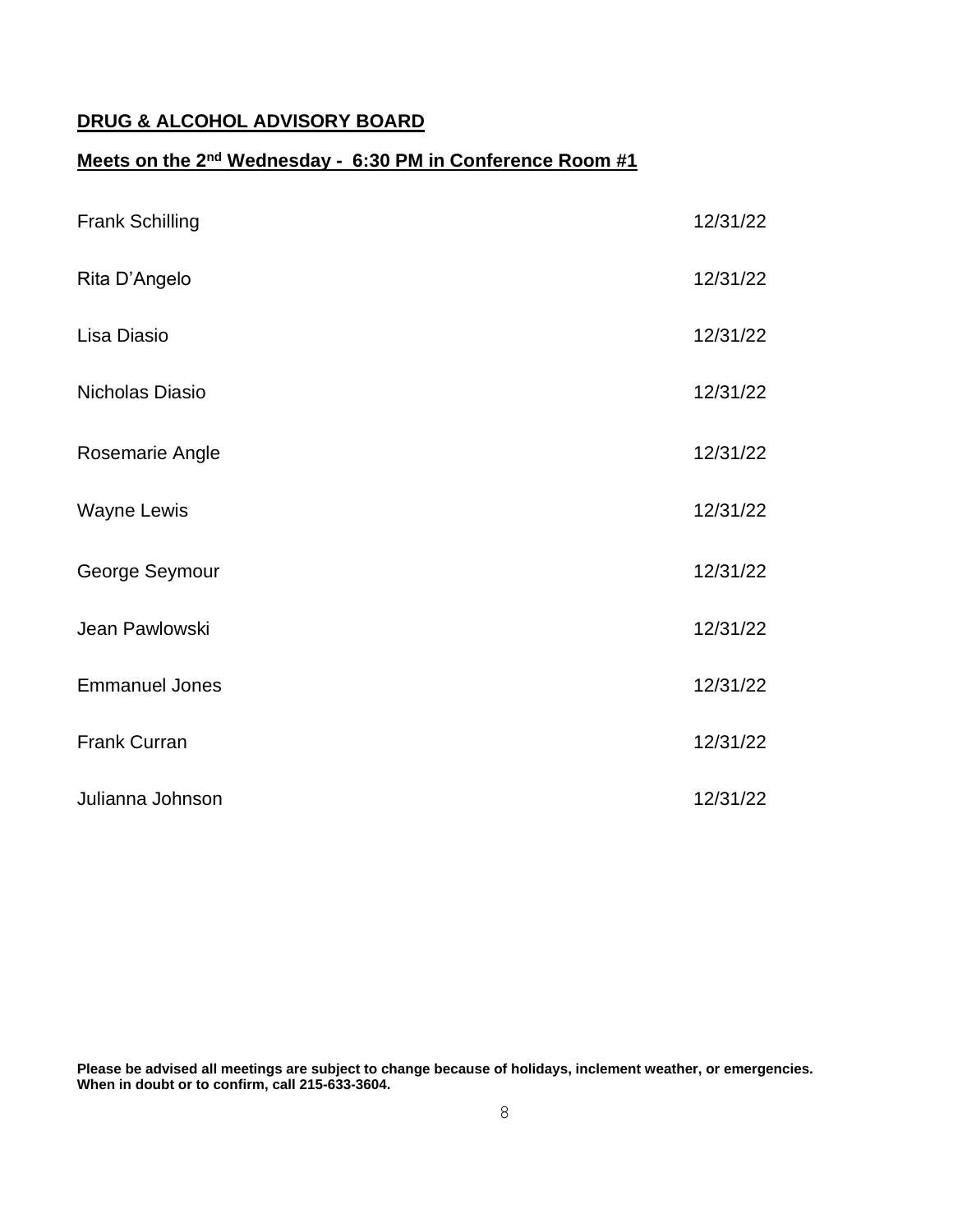**DRUG & ALCOHOL ADVISORY BOARD**

**Meets on the 2nd Wednesday - 6:30 PM in Conference Room #1**

| | |
|---|---|
| Frank Schilling | 12/31/22 |
| Rita D'Angelo | 12/31/22 |
| Lisa Diasio | 12/31/22 |
| Nicholas Diasio | 12/31/22 |
| Rosemarie Angle | 12/31/22 |
| Wayne Lewis | 12/31/22 |
| George Seymour | 12/31/22 |
| Jean Pawlowski | 12/31/22 |
| Emmanuel Jones | 12/31/22 |
| Frank Curran | 12/31/22 |
| Julianna Johnson | 12/31/22 |

**Please be advised all meetings are subject to change because of holidays, inclement weather, or emergencies. When in doubt or to confirm, call 215-633-3604.**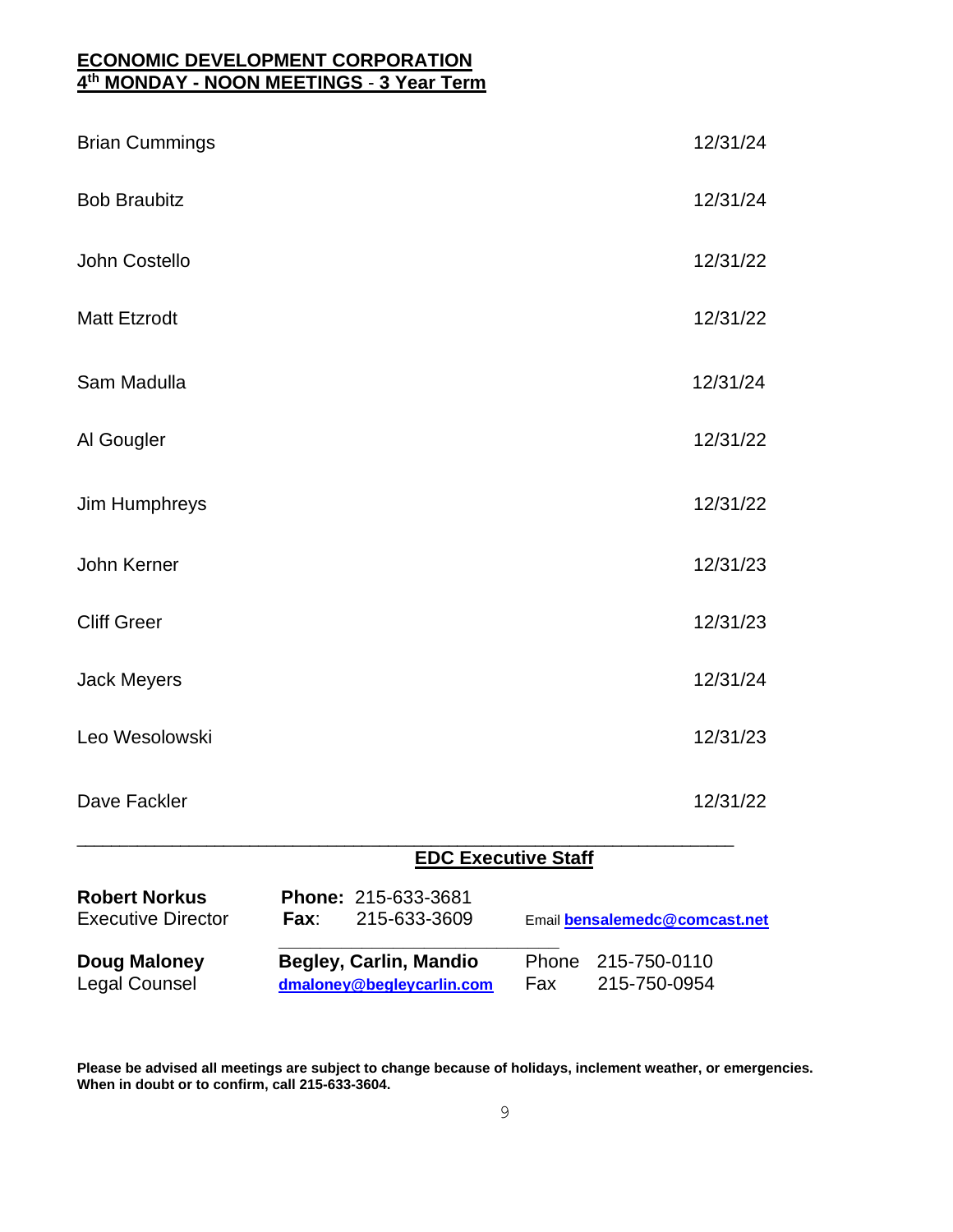**ECONOMIC DEVELOPMENT CORPORATION**
**4th MONDAY - NOON MEETINGS - 3 Year Term**

| Name | Term Expires |
|---|---|
| Brian Cummings | 12/31/24 |
| Bob Braubitz | 12/31/24 |
| John Costello | 12/31/22 |
| Matt Etzrodt | 12/31/22 |
| Sam Madulla | 12/31/24 |
| Al Gougler | 12/31/22 |
| Jim Humphreys | 12/31/22 |
| John Kerner | 12/31/23 |
| Cliff Greer | 12/31/23 |
| Jack Meyers | 12/31/24 |
| Leo Wesolowski | 12/31/23 |
| Dave Fackler | 12/31/22 |

**EDC Executive Staff**

**Robert Norkus**
Executive Director
**Phone:** 215-633-3681
**Fax:** 215-633-3609
Email **bensalemedc@comcast.net**

**Doug Maloney**
Legal Counsel
**Begley, Carlin, Mandio**
**dmaloney@begleycarlin.com**
Phone 215-750-0110
Fax 215-750-0954

**Please be advised all meetings are subject to change because of holidays, inclement weather, or emergencies. When in doubt or to confirm, call 215-633-3604.**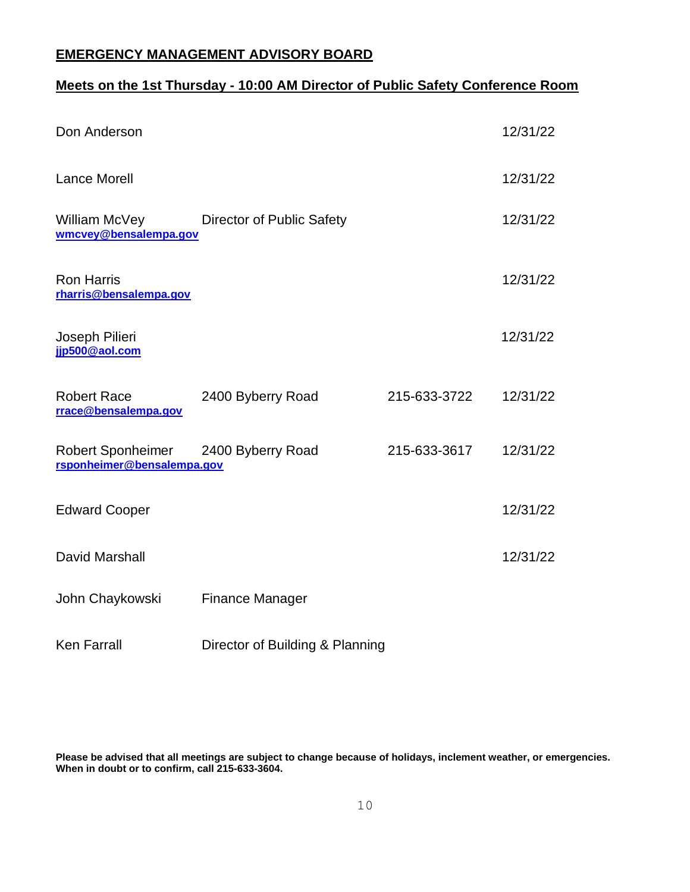**EMERGENCY MANAGEMENT ADVISORY BOARD**

**Meets on the 1st Thursday - 10:00 AM Director of Public Safety Conference Room**

| Name | Title/Address | Phone | Term |
|---|---|---|---|
| Don Anderson | | | 12/31/22 |
| Lance Morell | | | 12/31/22 |
| William McVey<br>wmcvey@bensalempa.gov | Director of Public Safety | | 12/31/22 |
| Ron Harris<br>rharris@bensalempa.gov | | | 12/31/22 |
| Joseph Pilieri<br>jjp500@aol.com | | | 12/31/22 |
| Robert Race<br>rrace@bensalempa.gov | 2400 Byberry Road | 215-633-3722 | 12/31/22 |
| Robert Sponheimer<br>rsponheimer@bensalempa.gov | 2400 Byberry Road | 215-633-3617 | 12/31/22 |
| Edward Cooper | | | 12/31/22 |
| David Marshall | | | 12/31/22 |
| John Chaykowski | Finance Manager | | |
| Ken Farrall | Director of Building & Planning | | |

**Please be advised that all meetings are subject to change because of holidays, inclement weather, or emergencies. When in doubt or to confirm, call 215-633-3604.**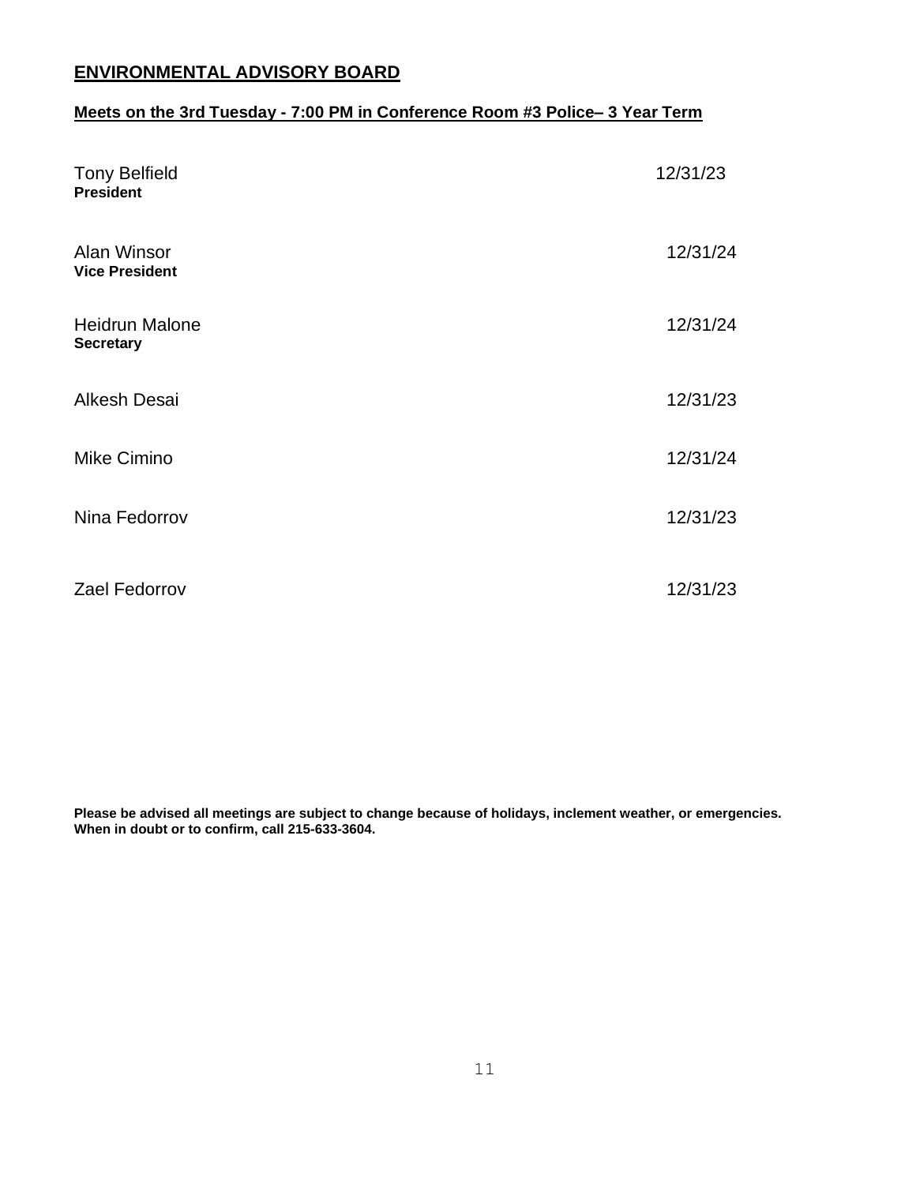## ENVIRONMENTAL ADVISORY BOARD

**Meets on the 3rd Tuesday - 7:00 PM in Conference Room #3 Police– 3 Year Term**

| Name | Term Expires |
|---|---|
| Tony Belfield **President** | 12/31/23 |
| Alan Winsor **Vice President** | 12/31/24 |
| Heidrun Malone **Secretary** | 12/31/24 |
| Alkesh Desai | 12/31/23 |
| Mike Cimino | 12/31/24 |
| Nina Fedorrov | 12/31/23 |
| Zael Fedorrov | 12/31/23 |

**Please be advised all meetings are subject to change because of holidays, inclement weather, or emergencies. When in doubt or to confirm, call 215-633-3604.**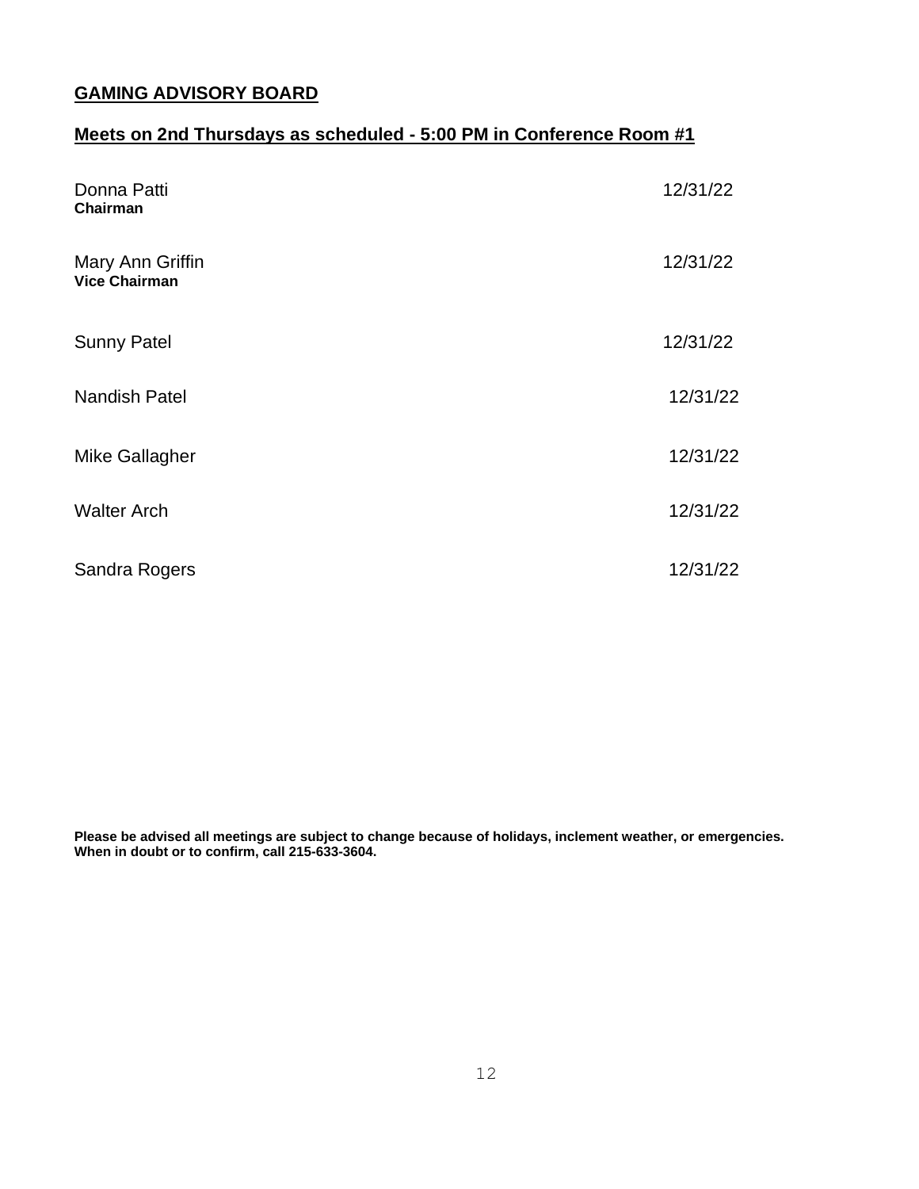## GAMING ADVISORY BOARD

## Meets on 2nd Thursdays as scheduled - 5:00 PM in Conference Room #1

| Member | Term |
|---|---|
| Donna Patti **Chairman** | 12/31/22 |
| Mary Ann Griffin **Vice Chairman** | 12/31/22 |
| Sunny Patel | 12/31/22 |
| Nandish Patel | 12/31/22 |
| Mike Gallagher | 12/31/22 |
| Walter Arch | 12/31/22 |
| Sandra Rogers | 12/31/22 |

**Please be advised all meetings are subject to change because of holidays, inclement weather, or emergencies. When in doubt or to confirm, call 215-633-3604.**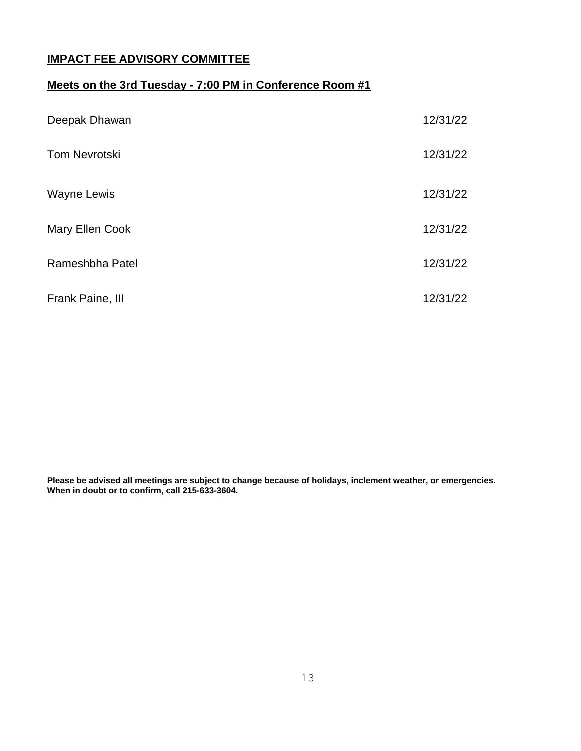## IMPACT FEE ADVISORY COMMITTEE

### Meets on the 3rd Tuesday - 7:00 PM in Conference Room #1

| Name | Term Expires |
|---|---|
| Deepak Dhawan | 12/31/22 |
| Tom Nevrotski | 12/31/22 |
| Wayne Lewis | 12/31/22 |
| Mary Ellen Cook | 12/31/22 |
| Rameshbha Patel | 12/31/22 |
| Frank Paine, III | 12/31/22 |

**Please be advised all meetings are subject to change because of holidays, inclement weather, or emergencies. When in doubt or to confirm, call 215-633-3604.**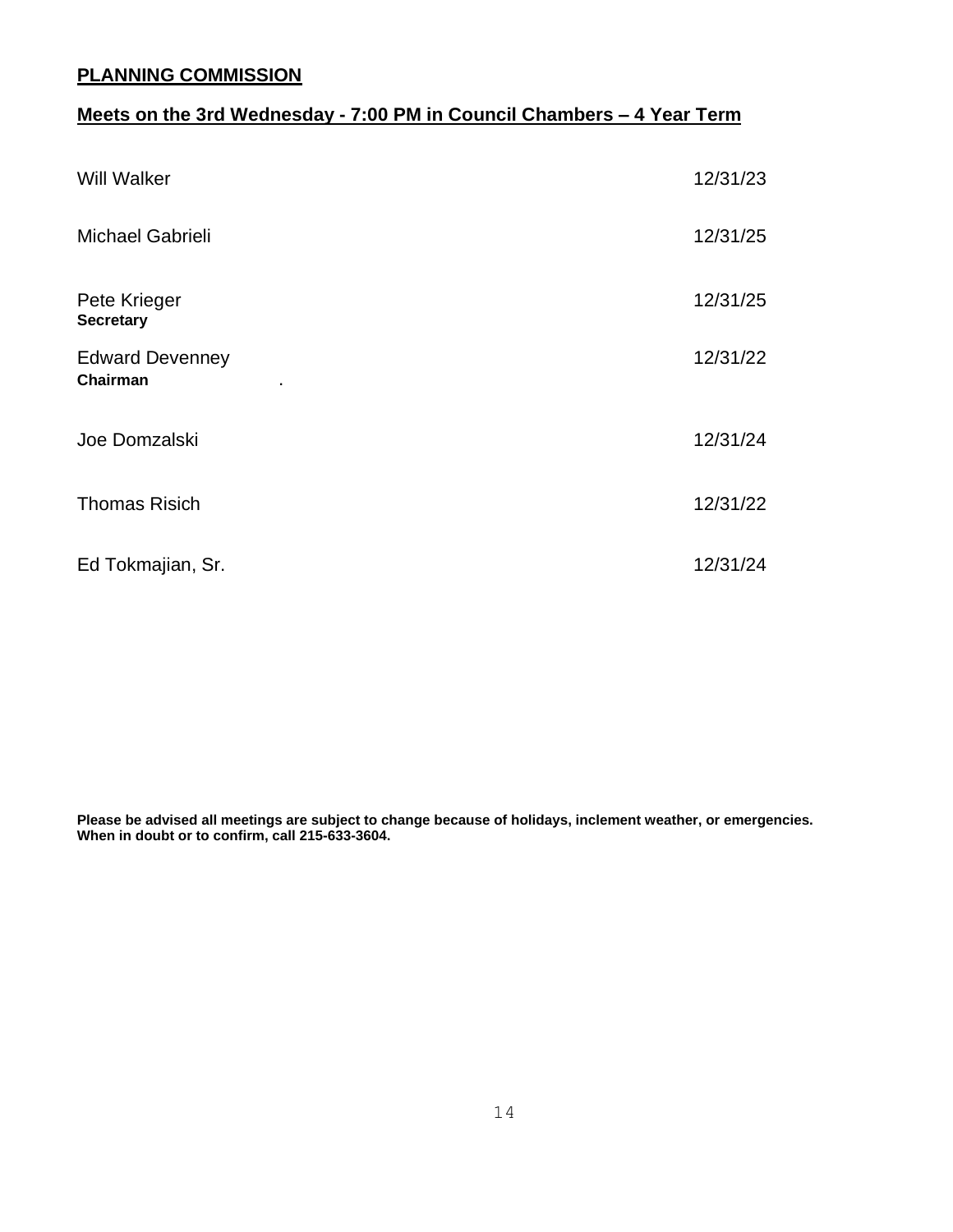**PLANNING COMMISSION**

**Meets on the 3rd Wednesday - 7:00 PM in Council Chambers – 4 Year Term**

| | |
|---|---|
| Will Walker | 12/31/23 |
| Michael Gabrieli | 12/31/25 |
| Pete Krieger<br>**Secretary** | 12/31/25 |
| Edward Devenney<br>**Chairman** | 12/31/22 |
| Joe Domzalski | 12/31/24 |
| Thomas Risich | 12/31/22 |
| Ed Tokmajian, Sr. | 12/31/24 |

**Please be advised all meetings are subject to change because of holidays, inclement weather, or emergencies. When in doubt or to confirm, call 215-633-3604.**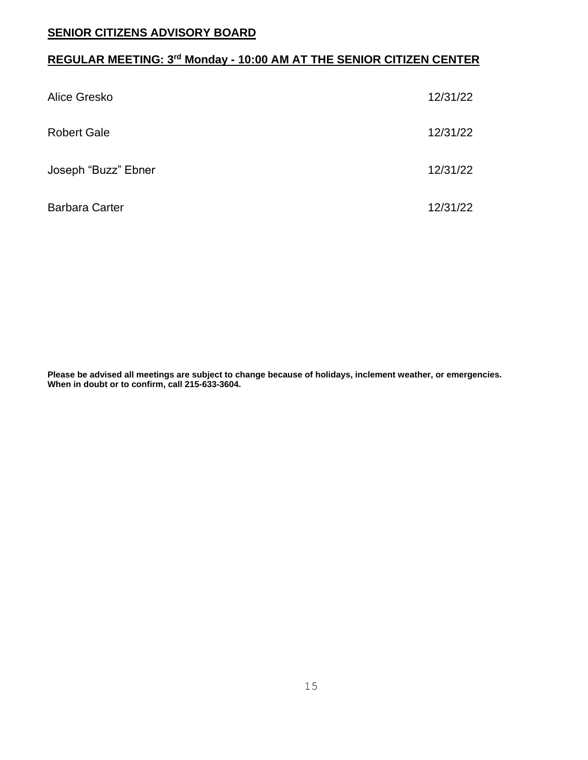**SENIOR CITIZENS ADVISORY BOARD**

**REGULAR MEETING: 3rd Monday - 10:00 AM AT THE SENIOR CITIZEN CENTER**

| | |
|---|---|
| Alice Gresko | 12/31/22 |
| Robert Gale | 12/31/22 |
| Joseph "Buzz" Ebner | 12/31/22 |
| Barbara Carter | 12/31/22 |

**Please be advised all meetings are subject to change because of holidays, inclement weather, or emergencies. When in doubt or to confirm, call 215-633-3604.**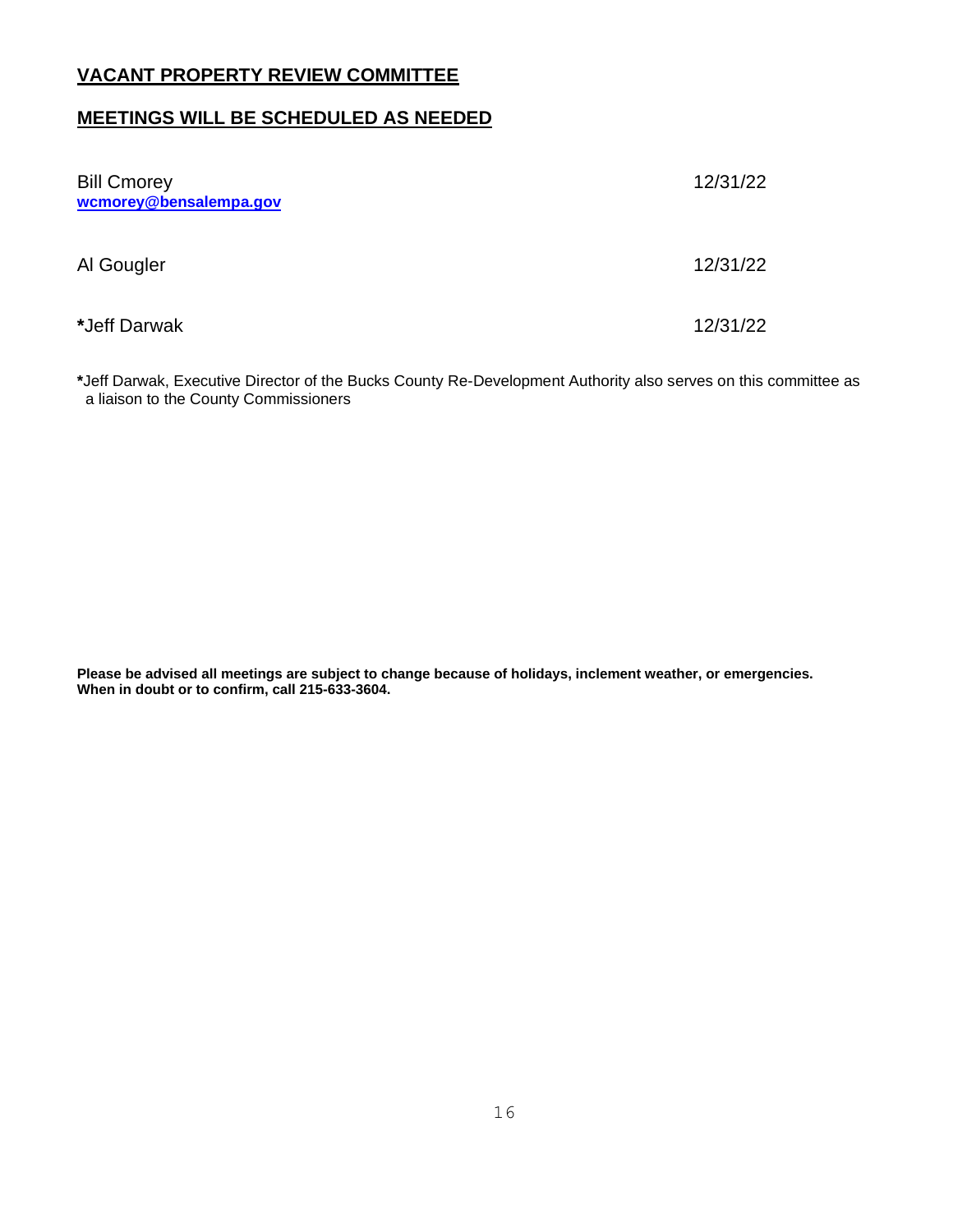**VACANT PROPERTY REVIEW COMMITTEE**

**MEETINGS WILL BE SCHEDULED AS NEEDED**

| | |
|---|---|
| Bill Cmorey<br>**wcmorey@bensalempa.gov** | 12/31/22 |
| Al Gougler | 12/31/22 |
| ***Jeff Darwak** | 12/31/22 |

***Jeff Darwak, Executive Director of the Bucks County Re-Development Authority also serves on this committee as a liaison to the County Commissioners

**Please be advised all meetings are subject to change because of holidays, inclement weather, or emergencies. When in doubt or to confirm, call 215-633-3604.**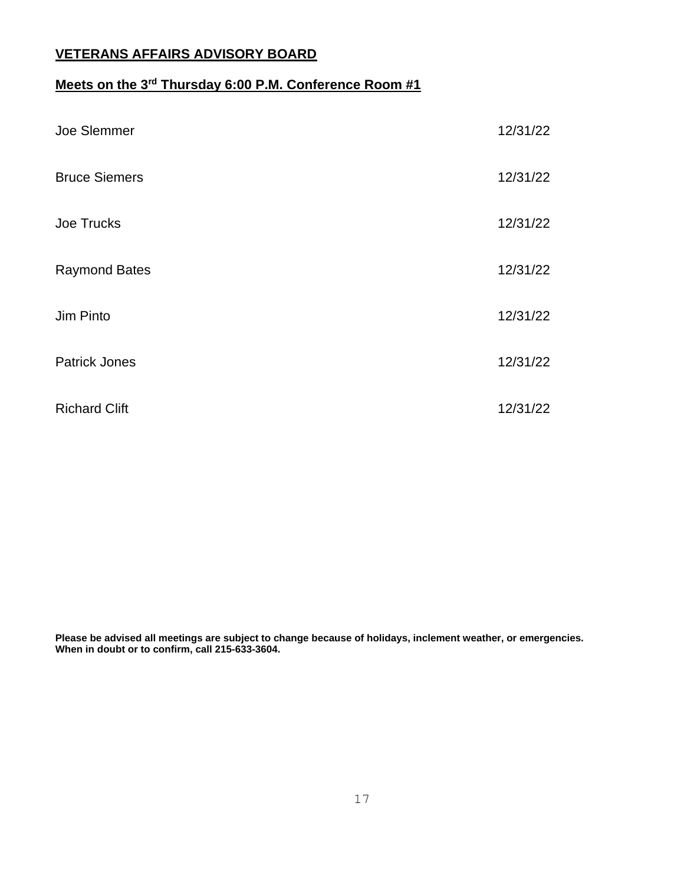**VETERANS AFFAIRS ADVISORY BOARD**

**Meets on the 3rd Thursday 6:00 P.M. Conference Room #1**

| | |
|---|---|
| Joe Slemmer | 12/31/22 |
| Bruce Siemers | 12/31/22 |
| Joe Trucks | 12/31/22 |
| Raymond Bates | 12/31/22 |
| Jim Pinto | 12/31/22 |
| Patrick Jones | 12/31/22 |
| Richard Clift | 12/31/22 |

**Please be advised all meetings are subject to change because of holidays, inclement weather, or emergencies. When in doubt or to confirm, call 215-633-3604.**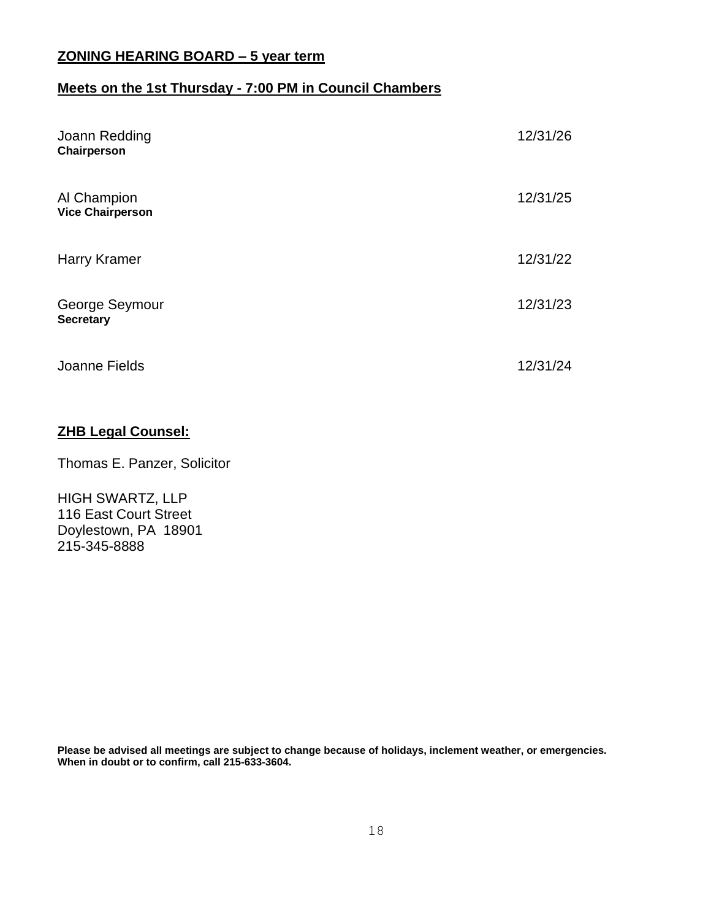**ZONING HEARING BOARD – 5 year term**

**Meets on the 1st Thursday - 7:00 PM in Council Chambers**

| | |
|---|---|
| Joann Redding<br>**Chairperson** | 12/31/26 |
| Al Champion<br>**Vice Chairperson** | 12/31/25 |
| Harry Kramer | 12/31/22 |
| George Seymour<br>**Secretary** | 12/31/23 |
| Joanne Fields | 12/31/24 |

**ZHB Legal Counsel:**

Thomas E. Panzer, Solicitor

HIGH SWARTZ, LLP
116 East Court Street
Doylestown, PA 18901
215-345-8888

**Please be advised all meetings are subject to change because of holidays, inclement weather, or emergencies. When in doubt or to confirm, call 215-633-3604.**